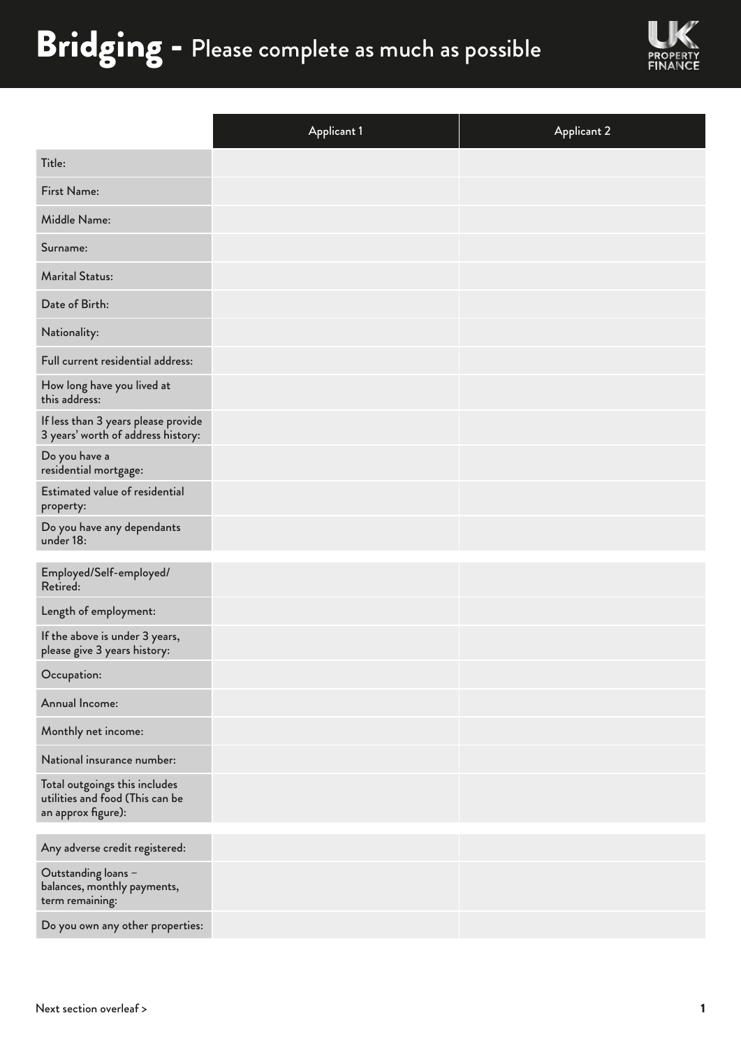# Bridging - Please complete as much as possible

| | Applicant 1 | Applicant 2 |
|---|---|---|
| Title: | | |
| First Name: | | |
| Middle Name: | | |
| Surname: | | |
| Marital Status: | | |
| Date of Birth: | | |
| Nationality: | | |
| Full current residential address: | | |
| How long have you lived at this address: | | |
| If less than 3 years please provide 3 years' worth of address history: | | |
| Do you have a residential mortgage: | | |
| Estimated value of residential property: | | |
| Do you have any dependants under 18: | | |

| | | |
|---|---|---|
| Employed/Self-employed/ Retired: | | |
| Length of employment: | | |
| If the above is under 3 years, please give 3 years history: | | |
| Occupation: | | |
| Annual Income: | | |
| Monthly net income: | | |
| National insurance number: | | |
| Total outgoings this includes utilities and food (This can be an approx figure): | | |

| | | |
|---|---|---|
| Any adverse credit registered: | | |
| Outstanding loans – balances, monthly payments, term remaining: | | |
| Do you own any other properties: | | |

Next section overleaf >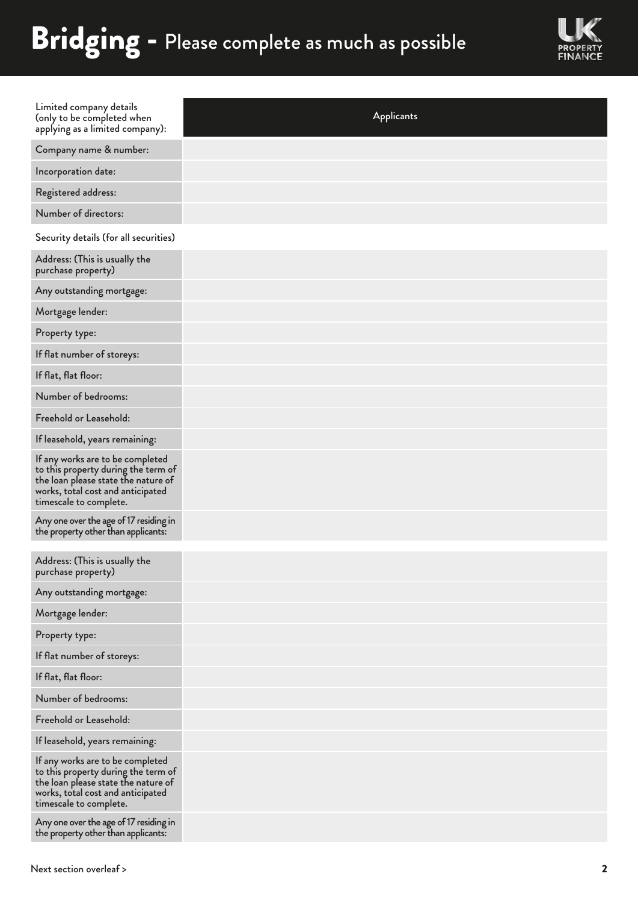# Bridging - Please complete as much as possible

| Limited company details (only to be completed when applying as a limited company): | Applicants |
|---|---|
| Company name & number: | |
| Incorporation date: | |
| Registered address: | |
| Number of directors: | |

Security details (for all securities)

| | |
|---|---|
| Address: (This is usually the purchase property) | |
| Any outstanding mortgage: | |
| Mortgage lender: | |
| Property type: | |
| If flat number of storeys: | |
| If flat, flat floor: | |
| Number of bedrooms: | |
| Freehold or Leasehold: | |
| If leasehold, years remaining: | |
| If any works are to be completed to this property during the term of the loan please state the nature of works, total cost and anticipated timescale to complete. | |
| Any one over the age of 17 residing in the property other than applicants: | |

| | |
|---|---|
| Address: (This is usually the purchase property) | |
| Any outstanding mortgage: | |
| Mortgage lender: | |
| Property type: | |
| If flat number of storeys: | |
| If flat, flat floor: | |
| Number of bedrooms: | |
| Freehold or Leasehold: | |
| If leasehold, years remaining: | |
| If any works are to be completed to this property during the term of the loan please state the nature of works, total cost and anticipated timescale to complete. | |
| Any one over the age of 17 residing in the property other than applicants: | |

Next section overleaf >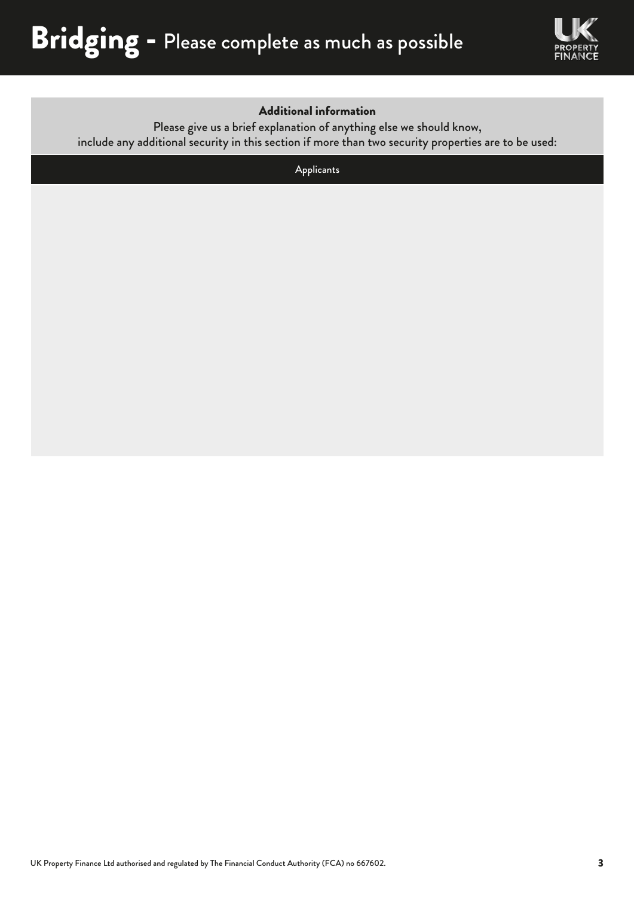# Bridging - Please complete as much as possible

**Additional information**

Please give us a brief explanation of anything else we should know, include any additional security in this section if more than two security properties are to be used:

| Applicants |
| --- |
| |

UK Property Finance Ltd authorised and regulated by The Financial Conduct Authority (FCA) no 667602.